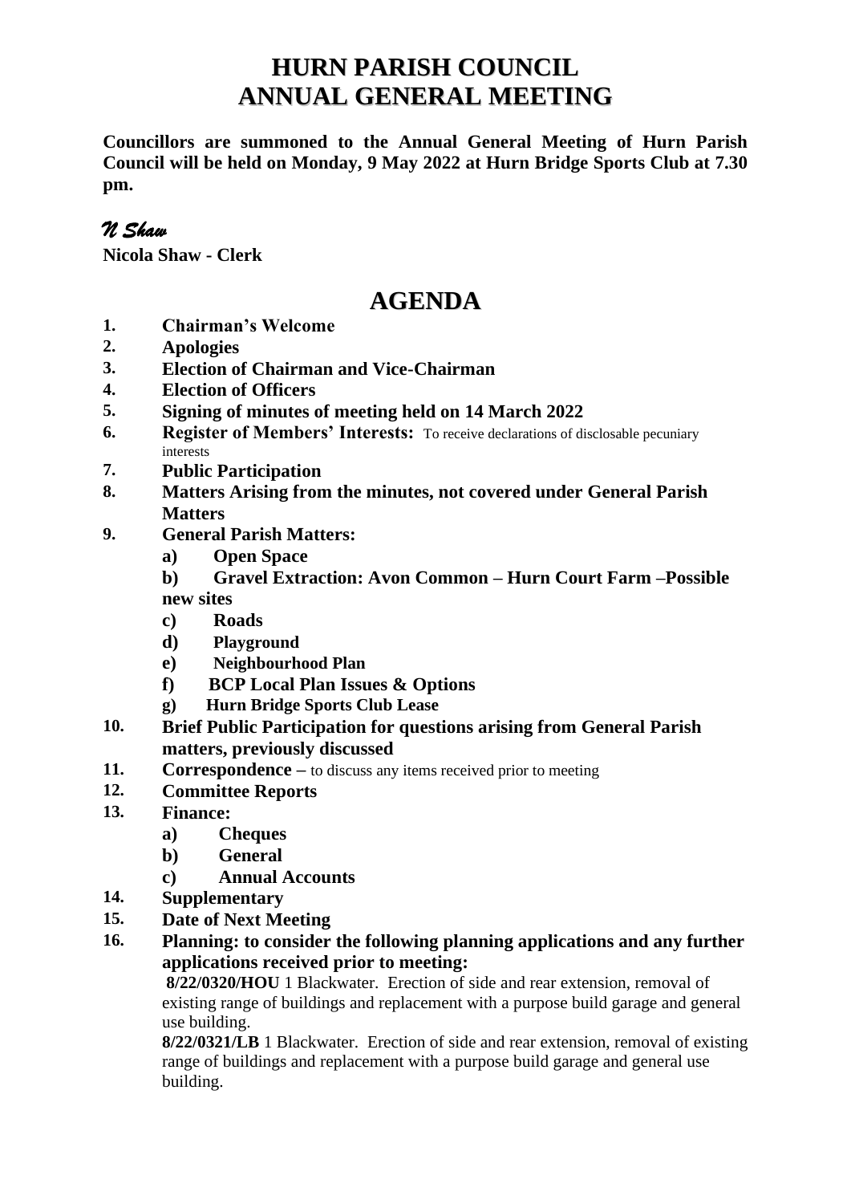# HURN PARISH COUNCIL
# ANNUAL GENERAL MEETING

**Councillors are summoned to the Annual General Meeting of Hurn Parish Council will be held on Monday, 9 May 2022 at Hurn Bridge Sports Club at 7.30 pm.**

*N Shaw*

**Nicola Shaw - Clerk**

## AGENDA

1. **Chairman's Welcome**
2. **Apologies**
3. **Election of Chairman and Vice-Chairman**
4. **Election of Officers**
5. **Signing of minutes of meeting held on 14 March 2022**
6. **Register of Members' Interests:** To receive declarations of disclosable pecuniary interests
7. **Public Participation**
8. **Matters Arising from the minutes, not covered under General Parish Matters**
9. **General Parish Matters:**
   - **a) Open Space**
   - **b) Gravel Extraction: Avon Common – Hurn Court Farm –Possible new sites**
   - **c) Roads**
   - **d) Playground**
   - **e) Neighbourhood Plan**
   - **f) BCP Local Plan Issues & Options**
   - **g) Hurn Bridge Sports Club Lease**
10. **Brief Public Participation for questions arising from General Parish matters, previously discussed**
11. **Correspondence** – to discuss any items received prior to meeting
12. **Committee Reports**
13. **Finance:**
    - **a) Cheques**
    - **b) General**
    - **c) Annual Accounts**
14. **Supplementary**
15. **Date of Next Meeting**
16. **Planning: to consider the following planning applications and any further applications received prior to meeting:**

    **8/22/0320/HOU** 1 Blackwater. Erection of side and rear extension, removal of existing range of buildings and replacement with a purpose build garage and general use building.

    **8/22/0321/LB** 1 Blackwater. Erection of side and rear extension, removal of existing range of buildings and replacement with a purpose build garage and general use building.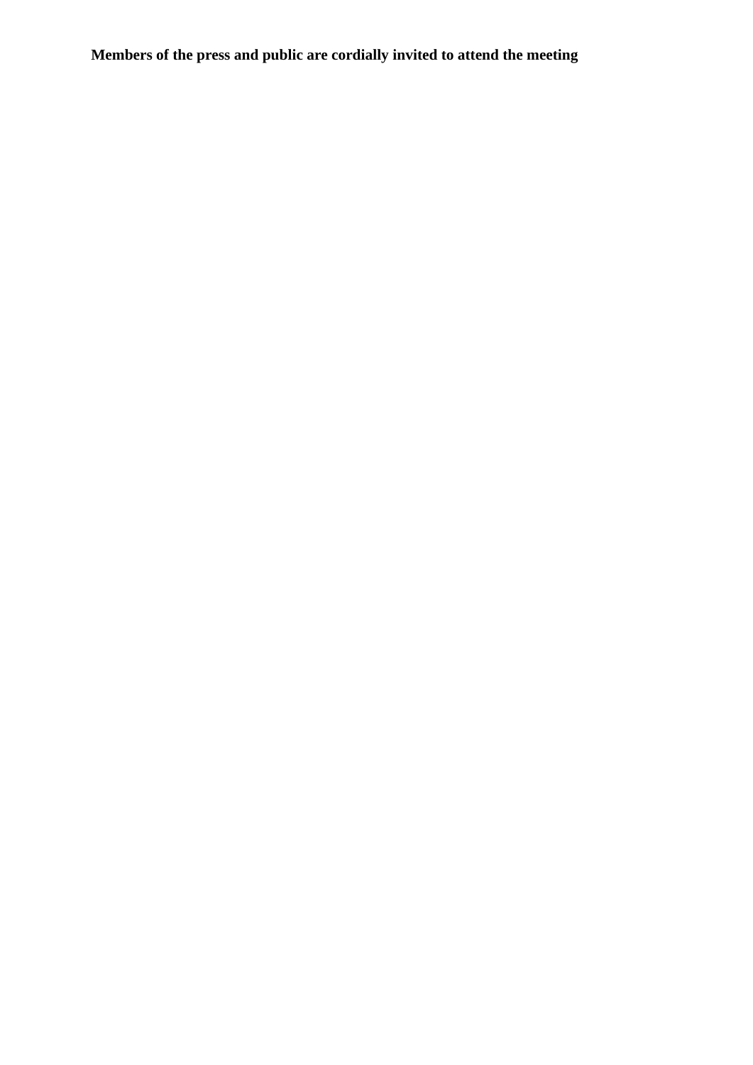**Members of the press and public are cordially invited to attend the meeting**